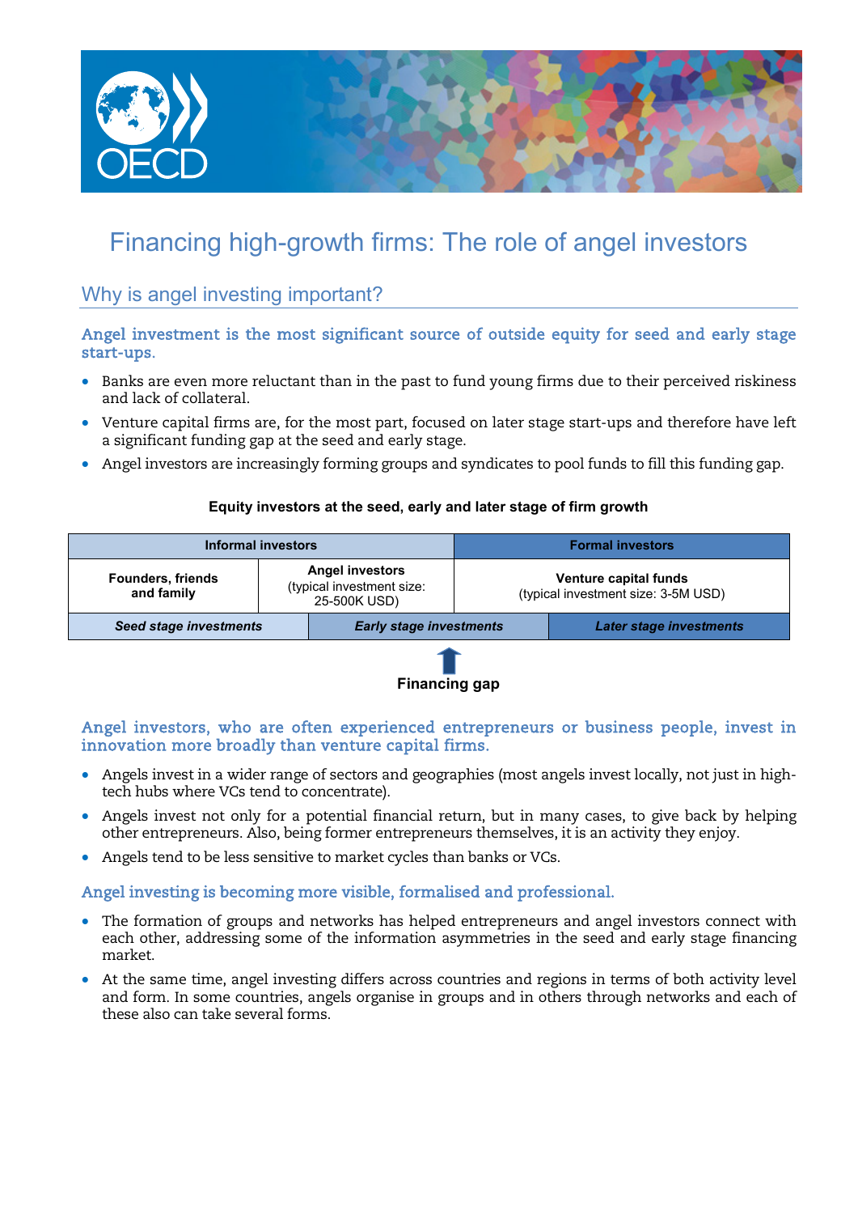# Financing high-growth firms: The role of angel investors

## Why is angel investing important?

### Angel investment is the most significant source of outside equity for seed and early stage start-ups.

- Banks are even more reluctant than in the past to fund young firms due to their perceived riskiness and lack of collateral.
- Venture capital firms are, for the most part, focused on later stage start-ups and therefore have left a significant funding gap at the seed and early stage.
- Angel investors are increasingly forming groups and syndicates to pool funds to fill this funding gap.

**Equity investors at the seed, early and later stage of firm growth**

| Informal investors | | Formal investors |
|---|---|---|
| **Founders, friends and family** | **Angel investors** (typical investment size: 25-500K USD) | **Venture capital funds** (typical investment size: 3-5M USD) |
| ***Seed stage investments*** | ***Early stage investments*** | ***Later stage investments*** |

**Financing gap** (early stage investments)

### Angel investors, who are often experienced entrepreneurs or business people, invest in innovation more broadly than venture capital firms.

- Angels invest in a wider range of sectors and geographies (most angels invest locally, not just in high-tech hubs where VCs tend to concentrate).
- Angels invest not only for a potential financial return, but in many cases, to give back by helping other entrepreneurs. Also, being former entrepreneurs themselves, it is an activity they enjoy.
- Angels tend to be less sensitive to market cycles than banks or VCs.

### Angel investing is becoming more visible, formalised and professional.

- The formation of groups and networks has helped entrepreneurs and angel investors connect with each other, addressing some of the information asymmetries in the seed and early stage financing market.
- At the same time, angel investing differs across countries and regions in terms of both activity level and form. In some countries, angels organise in groups and in others through networks and each of these also can take several forms.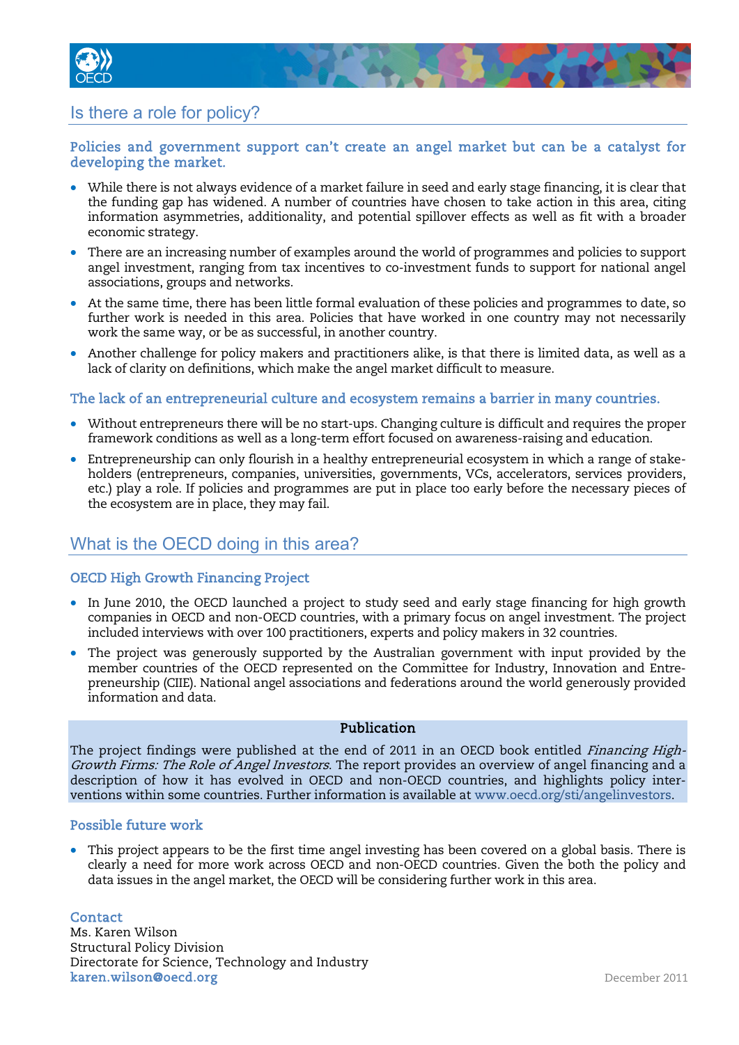## Is there a role for policy?

### Policies and government support can't create an angel market but can be a catalyst for developing the market.

- While there is not always evidence of a market failure in seed and early stage financing, it is clear that the funding gap has widened. A number of countries have chosen to take action in this area, citing information asymmetries, additionality, and potential spillover effects as well as fit with a broader economic strategy.
- There are an increasing number of examples around the world of programmes and policies to support angel investment, ranging from tax incentives to co-investment funds to support for national angel associations, groups and networks.
- At the same time, there has been little formal evaluation of these policies and programmes to date, so further work is needed in this area. Policies that have worked in one country may not necessarily work the same way, or be as successful, in another country.
- Another challenge for policy makers and practitioners alike, is that there is limited data, as well as a lack of clarity on definitions, which make the angel market difficult to measure.

### The lack of an entrepreneurial culture and ecosystem remains a barrier in many countries.

- Without entrepreneurs there will be no start-ups. Changing culture is difficult and requires the proper framework conditions as well as a long-term effort focused on awareness-raising and education.
- Entrepreneurship can only flourish in a healthy entrepreneurial ecosystem in which a range of stakeholders (entrepreneurs, companies, universities, governments, VCs, accelerators, services providers, etc.) play a role. If policies and programmes are put in place too early before the necessary pieces of the ecosystem are in place, they may fail.

## What is the OECD doing in this area?

### OECD High Growth Financing Project

- In June 2010, the OECD launched a project to study seed and early stage financing for high growth companies in OECD and non-OECD countries, with a primary focus on angel investment. The project included interviews with over 100 practitioners, experts and policy makers in 32 countries.
- The project was generously supported by the Australian government with input provided by the member countries of the OECD represented on the Committee for Industry, Innovation and Entrepreneurship (CIIE). National angel associations and federations around the world generously provided information and data.

**Publication**

The project findings were published at the end of 2011 in an OECD book entitled *Financing High-Growth Firms: The Role of Angel Investors*. The report provides an overview of angel financing and a description of how it has evolved in OECD and non-OECD countries, and highlights policy interventions within some countries. Further information is available at www.oecd.org/sti/angelinvestors.

### Possible future work

- This project appears to be the first time angel investing has been covered on a global basis. There is clearly a need for more work across OECD and non-OECD countries. Given the both the policy and data issues in the angel market, the OECD will be considering further work in this area.

### Contact

Ms. Karen Wilson
Structural Policy Division
Directorate for Science, Technology and Industry
**karen.wilson@oecd.org**

December 2011